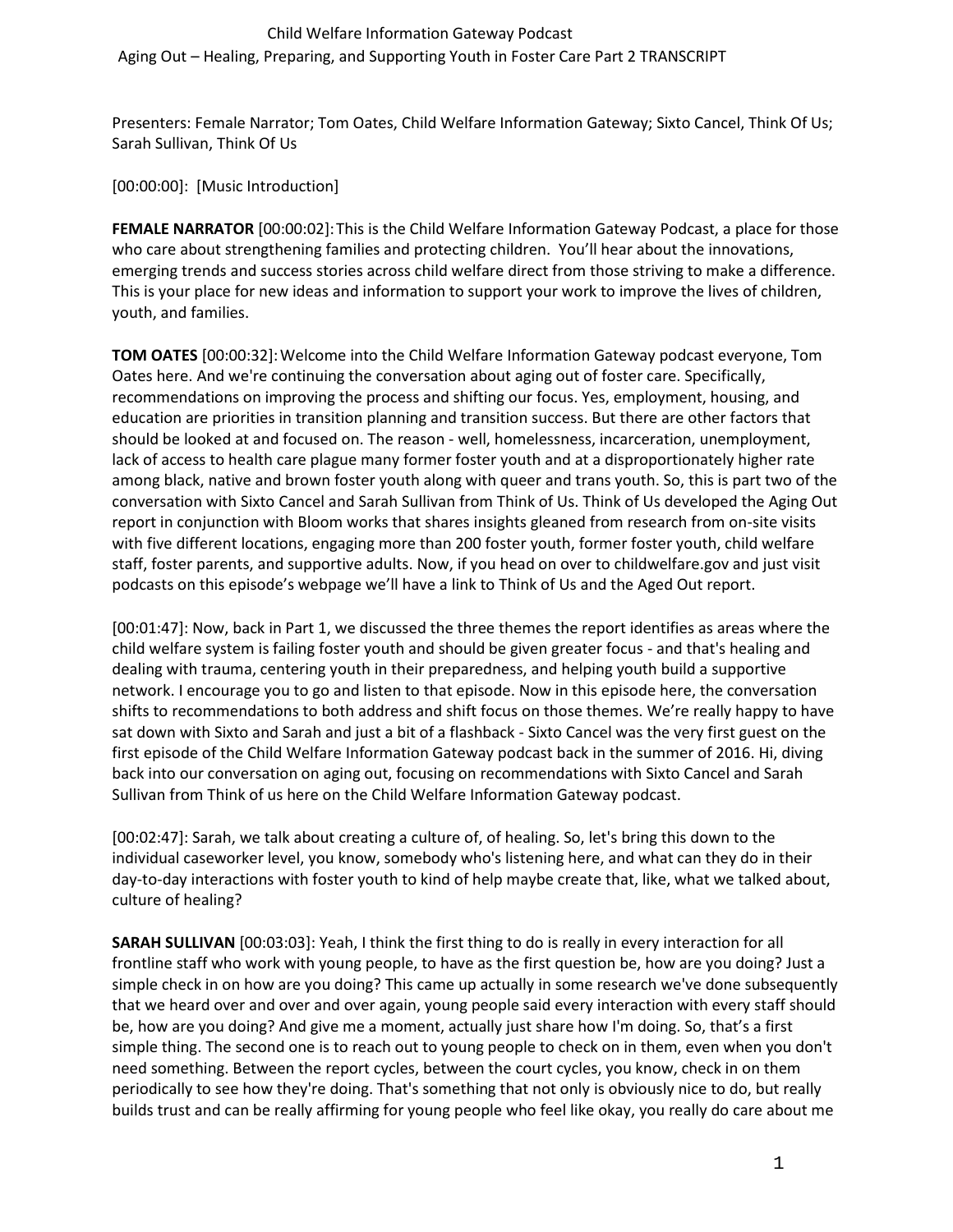Child Welfare Information Gateway Podcast

Aging Out – Healing, Preparing, and Supporting Youth in Foster Care Part 2 TRANSCRIPT

Presenters: Female Narrator; Tom Oates, Child Welfare Information Gateway; Sixto Cancel, Think Of Us; Sarah Sullivan, Think Of Us

[00:00:00]: [Music Introduction]

**FEMALE NARRATOR** [00:00:02]: This is the Child Welfare Information Gateway Podcast, a place for those who care about strengthening families and protecting children. You'll hear about the innovations, emerging trends and success stories across child welfare direct from those striving to make a difference. This is your place for new ideas and information to support your work to improve the lives of children, youth, and families.

**TOM OATES** [00:00:32]: Welcome into the Child Welfare Information Gateway podcast everyone, Tom Oates here. And we're continuing the conversation about aging out of foster care. Specifically, recommendations on improving the process and shifting our focus. Yes, employment, housing, and education are priorities in transition planning and transition success. But there are other factors that should be looked at and focused on. The reason - well, homelessness, incarceration, unemployment, lack of access to health care plague many former foster youth and at a disproportionately higher rate among black, native and brown foster youth along with queer and trans youth. So, this is part two of the conversation with Sixto Cancel and Sarah Sullivan from Think of Us. Think of Us developed the Aging Out report in conjunction with Bloom works that shares insights gleaned from research from on-site visits with five different locations, engaging more than 200 foster youth, former foster youth, child welfare staff, foster parents, and supportive adults. Now, if you head on over to childwelfare.gov and just visit podcasts on this episode's webpage we'll have a link to Think of Us and the Aged Out report.

[00:01:47]: Now, back in Part 1, we discussed the three themes the report identifies as areas where the child welfare system is failing foster youth and should be given greater focus - and that's healing and dealing with trauma, centering youth in their preparedness, and helping youth build a supportive network. I encourage you to go and listen to that episode. Now in this episode here, the conversation shifts to recommendations to both address and shift focus on those themes. We're really happy to have sat down with Sixto and Sarah and just a bit of a flashback - Sixto Cancel was the very first guest on the first episode of the Child Welfare Information Gateway podcast back in the summer of 2016. Hi, diving back into our conversation on aging out, focusing on recommendations with Sixto Cancel and Sarah Sullivan from Think of us here on the Child Welfare Information Gateway podcast.

[00:02:47]: Sarah, we talk about creating a culture of, of healing. So, let's bring this down to the individual caseworker level, you know, somebody who's listening here, and what can they do in their day-to-day interactions with foster youth to kind of help maybe create that, like, what we talked about, culture of healing?

**SARAH SULLIVAN** [00:03:03]: Yeah, I think the first thing to do is really in every interaction for all frontline staff who work with young people, to have as the first question be, how are you doing? Just a simple check in on how are you doing? This came up actually in some research we've done subsequently that we heard over and over and over again, young people said every interaction with every staff should be, how are you doing? And give me a moment, actually just share how I'm doing. So, that's a first simple thing. The second one is to reach out to young people to check on in them, even when you don't need something. Between the report cycles, between the court cycles, you know, check in on them periodically to see how they're doing. That's something that not only is obviously nice to do, but really builds trust and can be really affirming for young people who feel like okay, you really do care about me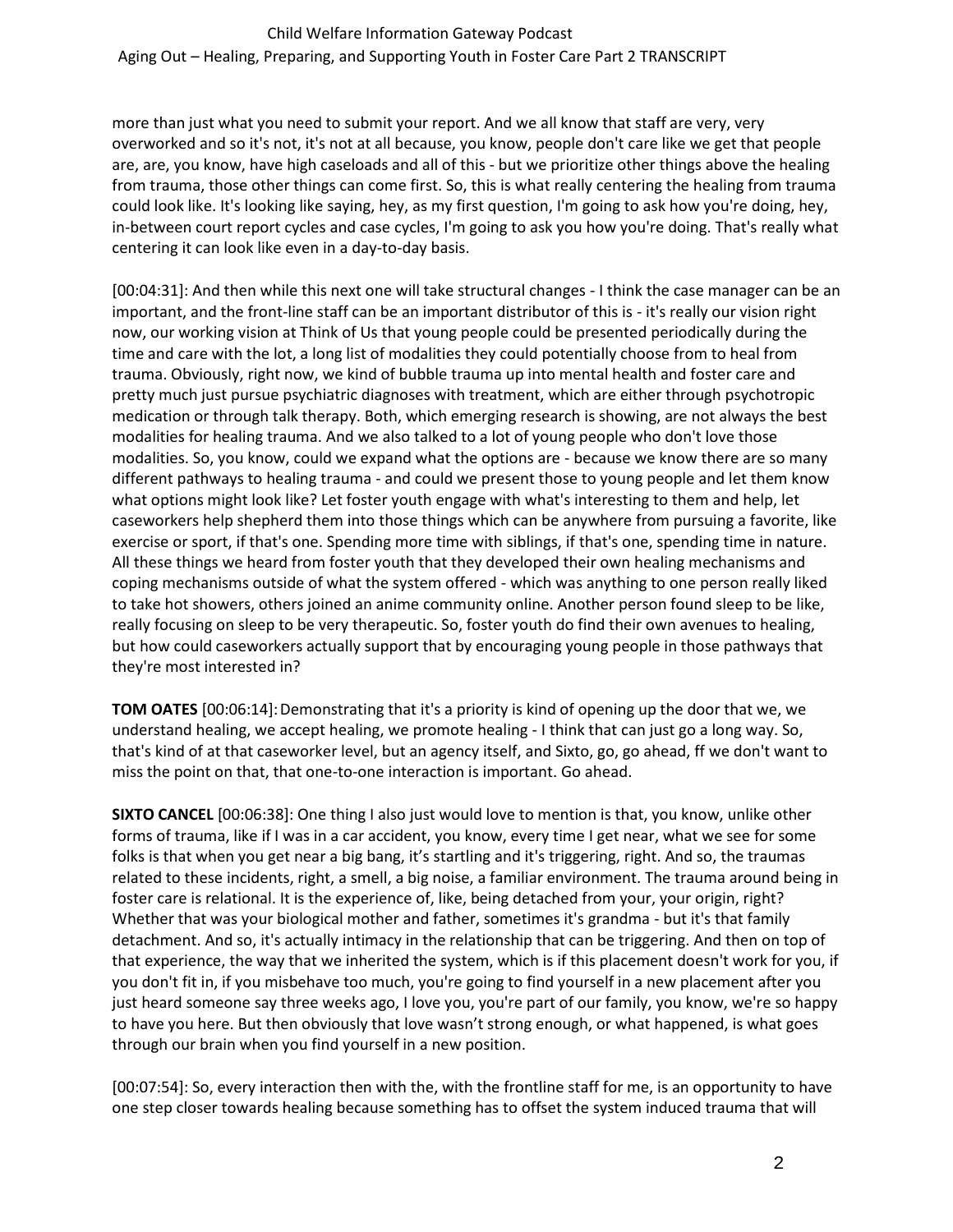more than just what you need to submit your report. And we all know that staff are very, very overworked and so it's not, it's not at all because, you know, people don't care like we get that people are, are, you know, have high caseloads and all of this - but we prioritize other things above the healing from trauma, those other things can come first. So, this is what really centering the healing from trauma could look like. It's looking like saying, hey, as my first question, I'm going to ask how you're doing, hey, in-between court report cycles and case cycles, I'm going to ask you how you're doing. That's really what centering it can look like even in a day-to-day basis.

[00:04:31]: And then while this next one will take structural changes - I think the case manager can be an important, and the front-line staff can be an important distributor of this is - it's really our vision right now, our working vision at Think of Us that young people could be presented periodically during the time and care with the lot, a long list of modalities they could potentially choose from to heal from trauma. Obviously, right now, we kind of bubble trauma up into mental health and foster care and pretty much just pursue psychiatric diagnoses with treatment, which are either through psychotropic medication or through talk therapy. Both, which emerging research is showing, are not always the best modalities for healing trauma. And we also talked to a lot of young people who don't love those modalities. So, you know, could we expand what the options are - because we know there are so many different pathways to healing trauma - and could we present those to young people and let them know what options might look like? Let foster youth engage with what's interesting to them and help, let caseworkers help shepherd them into those things which can be anywhere from pursuing a favorite, like exercise or sport, if that's one. Spending more time with siblings, if that's one, spending time in nature. All these things we heard from foster youth that they developed their own healing mechanisms and coping mechanisms outside of what the system offered - which was anything to one person really liked to take hot showers, others joined an anime community online. Another person found sleep to be like, really focusing on sleep to be very therapeutic. So, foster youth do find their own avenues to healing, but how could caseworkers actually support that by encouraging young people in those pathways that they're most interested in?

**TOM OATES** [00:06:14]: Demonstrating that it's a priority is kind of opening up the door that we, we understand healing, we accept healing, we promote healing - I think that can just go a long way. So, that's kind of at that caseworker level, but an agency itself, and Sixto, go, go ahead, ff we don't want to miss the point on that, that one-to-one interaction is important. Go ahead.

**SIXTO CANCEL** [00:06:38]: One thing I also just would love to mention is that, you know, unlike other forms of trauma, like if I was in a car accident, you know, every time I get near, what we see for some folks is that when you get near a big bang, it's startling and it's triggering, right. And so, the traumas related to these incidents, right, a smell, a big noise, a familiar environment. The trauma around being in foster care is relational. It is the experience of, like, being detached from your, your origin, right? Whether that was your biological mother and father, sometimes it's grandma - but it's that family detachment. And so, it's actually intimacy in the relationship that can be triggering. And then on top of that experience, the way that we inherited the system, which is if this placement doesn't work for you, if you don't fit in, if you misbehave too much, you're going to find yourself in a new placement after you just heard someone say three weeks ago, I love you, you're part of our family, you know, we're so happy to have you here. But then obviously that love wasn't strong enough, or what happened, is what goes through our brain when you find yourself in a new position.

[00:07:54]: So, every interaction then with the, with the frontline staff for me, is an opportunity to have one step closer towards healing because something has to offset the system induced trauma that will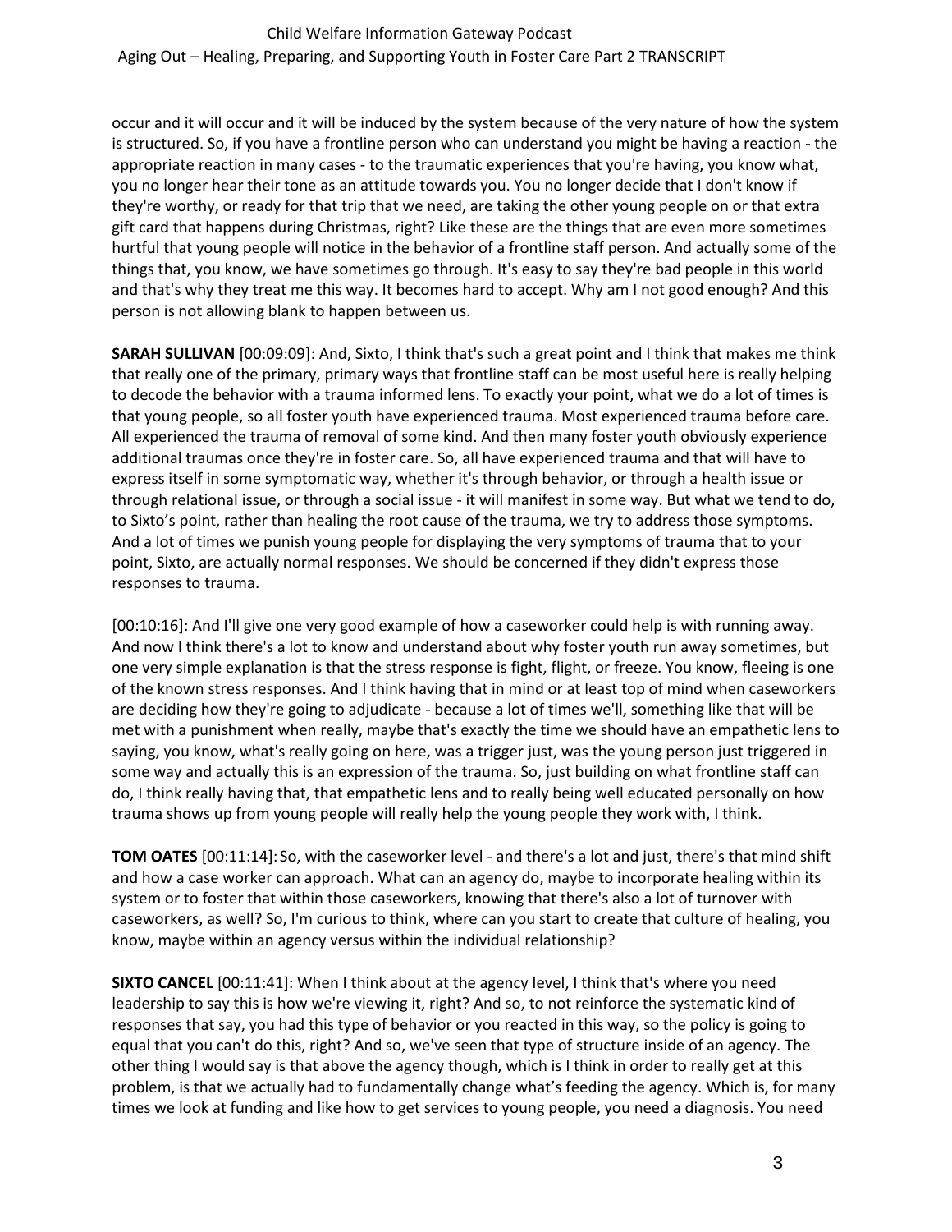occur and it will occur and it will be induced by the system because of the very nature of how the system is structured. So, if you have a frontline person who can understand you might be having a reaction - the appropriate reaction in many cases - to the traumatic experiences that you're having, you know what, you no longer hear their tone as an attitude towards you. You no longer decide that I don't know if they're worthy, or ready for that trip that we need, are taking the other young people on or that extra gift card that happens during Christmas, right? Like these are the things that are even more sometimes hurtful that young people will notice in the behavior of a frontline staff person. And actually some of the things that, you know, we have sometimes go through. It's easy to say they're bad people in this world and that's why they treat me this way. It becomes hard to accept. Why am I not good enough? And this person is not allowing blank to happen between us.

**SARAH SULLIVAN** [00:09:09]: And, Sixto, I think that's such a great point and I think that makes me think that really one of the primary, primary ways that frontline staff can be most useful here is really helping to decode the behavior with a trauma informed lens. To exactly your point, what we do a lot of times is that young people, so all foster youth have experienced trauma. Most experienced trauma before care. All experienced the trauma of removal of some kind. And then many foster youth obviously experience additional traumas once they're in foster care. So, all have experienced trauma and that will have to express itself in some symptomatic way, whether it's through behavior, or through a health issue or through relational issue, or through a social issue - it will manifest in some way. But what we tend to do, to Sixto's point, rather than healing the root cause of the trauma, we try to address those symptoms. And a lot of times we punish young people for displaying the very symptoms of trauma that to your point, Sixto, are actually normal responses. We should be concerned if they didn't express those responses to trauma.

[00:10:16]: And I'll give one very good example of how a caseworker could help is with running away. And now I think there's a lot to know and understand about why foster youth run away sometimes, but one very simple explanation is that the stress response is fight, flight, or freeze. You know, fleeing is one of the known stress responses. And I think having that in mind or at least top of mind when caseworkers are deciding how they're going to adjudicate - because a lot of times we'll, something like that will be met with a punishment when really, maybe that's exactly the time we should have an empathetic lens to saying, you know, what's really going on here, was a trigger just, was the young person just triggered in some way and actually this is an expression of the trauma. So, just building on what frontline staff can do, I think really having that, that empathetic lens and to really being well educated personally on how trauma shows up from young people will really help the young people they work with, I think.

**TOM OATES** [00:11:14]: So, with the caseworker level - and there's a lot and just, there's that mind shift and how a case worker can approach. What can an agency do, maybe to incorporate healing within its system or to foster that within those caseworkers, knowing that there's also a lot of turnover with caseworkers, as well? So, I'm curious to think, where can you start to create that culture of healing, you know, maybe within an agency versus within the individual relationship?

**SIXTO CANCEL** [00:11:41]: When I think about at the agency level, I think that's where you need leadership to say this is how we're viewing it, right? And so, to not reinforce the systematic kind of responses that say, you had this type of behavior or you reacted in this way, so the policy is going to equal that you can't do this, right? And so, we've seen that type of structure inside of an agency. The other thing I would say is that above the agency though, which is I think in order to really get at this problem, is that we actually had to fundamentally change what's feeding the agency. Which is, for many times we look at funding and like how to get services to young people, you need a diagnosis. You need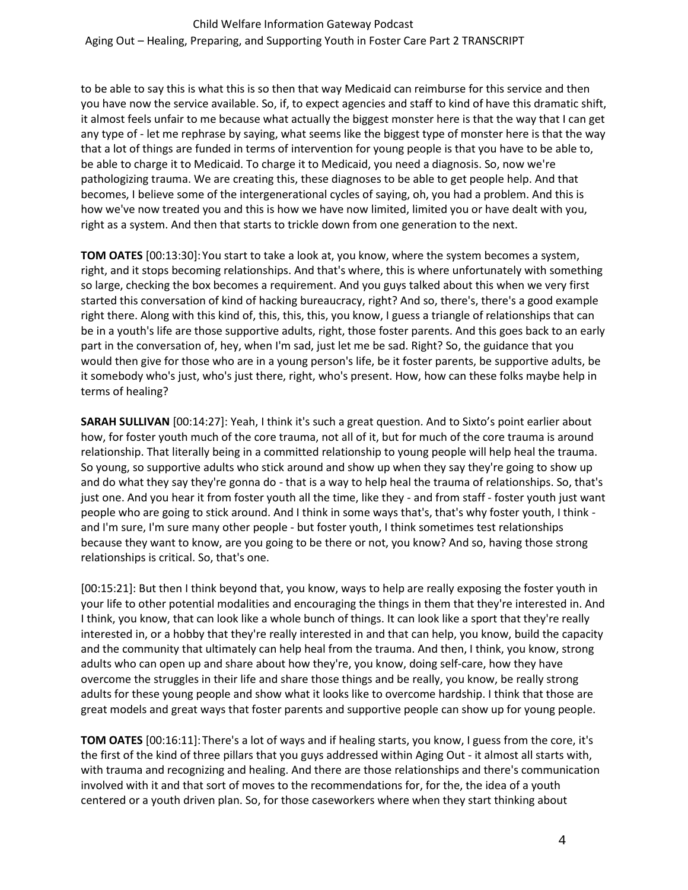to be able to say this is what this is so then that way Medicaid can reimburse for this service and then you have now the service available. So, if, to expect agencies and staff to kind of have this dramatic shift, it almost feels unfair to me because what actually the biggest monster here is that the way that I can get any type of - let me rephrase by saying, what seems like the biggest type of monster here is that the way that a lot of things are funded in terms of intervention for young people is that you have to be able to, be able to charge it to Medicaid. To charge it to Medicaid, you need a diagnosis. So, now we're pathologizing trauma. We are creating this, these diagnoses to be able to get people help. And that becomes, I believe some of the intergenerational cycles of saying, oh, you had a problem. And this is how we've now treated you and this is how we have now limited, limited you or have dealt with you, right as a system. And then that starts to trickle down from one generation to the next.

**TOM OATES** [00:13:30]: You start to take a look at, you know, where the system becomes a system, right, and it stops becoming relationships. And that's where, this is where unfortunately with something so large, checking the box becomes a requirement. And you guys talked about this when we very first started this conversation of kind of hacking bureaucracy, right? And so, there's, there's a good example right there. Along with this kind of, this, this, this, you know, I guess a triangle of relationships that can be in a youth's life are those supportive adults, right, those foster parents. And this goes back to an early part in the conversation of, hey, when I'm sad, just let me be sad. Right? So, the guidance that you would then give for those who are in a young person's life, be it foster parents, be supportive adults, be it somebody who's just, who's just there, right, who's present. How, how can these folks maybe help in terms of healing?

**SARAH SULLIVAN** [00:14:27]: Yeah, I think it's such a great question. And to Sixto's point earlier about how, for foster youth much of the core trauma, not all of it, but for much of the core trauma is around relationship. That literally being in a committed relationship to young people will help heal the trauma. So young, so supportive adults who stick around and show up when they say they're going to show up and do what they say they're gonna do - that is a way to help heal the trauma of relationships. So, that's just one. And you hear it from foster youth all the time, like they - and from staff - foster youth just want people who are going to stick around. And I think in some ways that's, that's why foster youth, I think - and I'm sure, I'm sure many other people - but foster youth, I think sometimes test relationships because they want to know, are you going to be there or not, you know? And so, having those strong relationships is critical. So, that's one.

[00:15:21]: But then I think beyond that, you know, ways to help are really exposing the foster youth in your life to other potential modalities and encouraging the things in them that they're interested in. And I think, you know, that can look like a whole bunch of things. It can look like a sport that they're really interested in, or a hobby that they're really interested in and that can help, you know, build the capacity and the community that ultimately can help heal from the trauma. And then, I think, you know, strong adults who can open up and share about how they're, you know, doing self-care, how they have overcome the struggles in their life and share those things and be really, you know, be really strong adults for these young people and show what it looks like to overcome hardship. I think that those are great models and great ways that foster parents and supportive people can show up for young people.

**TOM OATES** [00:16:11]: There's a lot of ways and if healing starts, you know, I guess from the core, it's the first of the kind of three pillars that you guys addressed within Aging Out - it almost all starts with, with trauma and recognizing and healing. And there are those relationships and there's communication involved with it and that sort of moves to the recommendations for, for the, the idea of a youth centered or a youth driven plan. So, for those caseworkers where when they start thinking about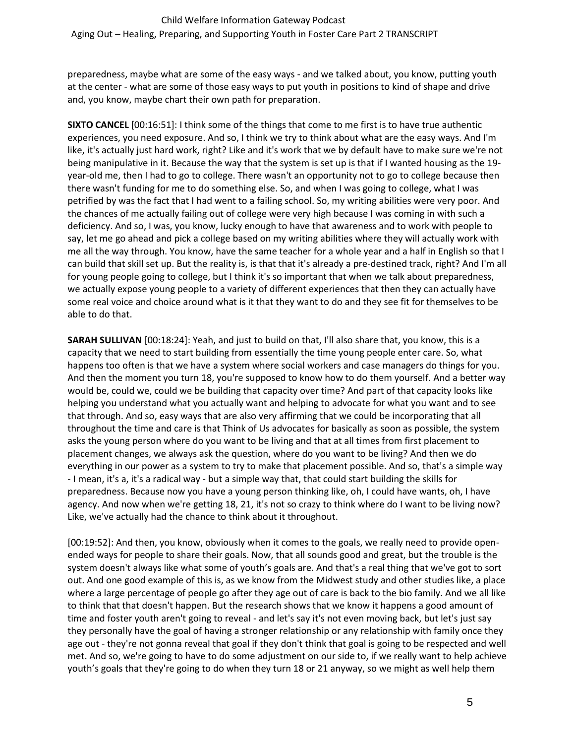preparedness, maybe what are some of the easy ways - and we talked about, you know, putting youth at the center - what are some of those easy ways to put youth in positions to kind of shape and drive and, you know, maybe chart their own path for preparation.

**SIXTO CANCEL** [00:16:51]: I think some of the things that come to me first is to have true authentic experiences, you need exposure. And so, I think we try to think about what are the easy ways. And I'm like, it's actually just hard work, right? Like and it's work that we by default have to make sure we're not being manipulative in it. Because the way that the system is set up is that if I wanted housing as the 19-year-old me, then I had to go to college. There wasn't an opportunity not to go to college because then there wasn't funding for me to do something else. So, and when I was going to college, what I was petrified by was the fact that I had went to a failing school. So, my writing abilities were very poor. And the chances of me actually failing out of college were very high because I was coming in with such a deficiency. And so, I was, you know, lucky enough to have that awareness and to work with people to say, let me go ahead and pick a college based on my writing abilities where they will actually work with me all the way through. You know, have the same teacher for a whole year and a half in English so that I can build that skill set up. But the reality is, is that that it's already a pre-destined track, right? And I'm all for young people going to college, but I think it's so important that when we talk about preparedness, we actually expose young people to a variety of different experiences that then they can actually have some real voice and choice around what is it that they want to do and they see fit for themselves to be able to do that.

**SARAH SULLIVAN** [00:18:24]: Yeah, and just to build on that, I'll also share that, you know, this is a capacity that we need to start building from essentially the time young people enter care. So, what happens too often is that we have a system where social workers and case managers do things for you. And then the moment you turn 18, you're supposed to know how to do them yourself. And a better way would be, could we, could we be building that capacity over time? And part of that capacity looks like helping you understand what you actually want and helping to advocate for what you want and to see that through. And so, easy ways that are also very affirming that we could be incorporating that all throughout the time and care is that Think of Us advocates for basically as soon as possible, the system asks the young person where do you want to be living and that at all times from first placement to placement changes, we always ask the question, where do you want to be living? And then we do everything in our power as a system to try to make that placement possible. And so, that's a simple way - I mean, it's a, it's a radical way - but a simple way that, that could start building the skills for preparedness. Because now you have a young person thinking like, oh, I could have wants, oh, I have agency. And now when we're getting 18, 21, it's not so crazy to think where do I want to be living now? Like, we've actually had the chance to think about it throughout.

[00:19:52]: And then, you know, obviously when it comes to the goals, we really need to provide open-ended ways for people to share their goals. Now, that all sounds good and great, but the trouble is the system doesn't always like what some of youth's goals are. And that's a real thing that we've got to sort out. And one good example of this is, as we know from the Midwest study and other studies like, a place where a large percentage of people go after they age out of care is back to the bio family. And we all like to think that that doesn't happen. But the research shows that we know it happens a good amount of time and foster youth aren't going to reveal - and let's say it's not even moving back, but let's just say they personally have the goal of having a stronger relationship or any relationship with family once they age out - they're not gonna reveal that goal if they don't think that goal is going to be respected and well met. And so, we're going to have to do some adjustment on our side to, if we really want to help achieve youth's goals that they're going to do when they turn 18 or 21 anyway, so we might as well help them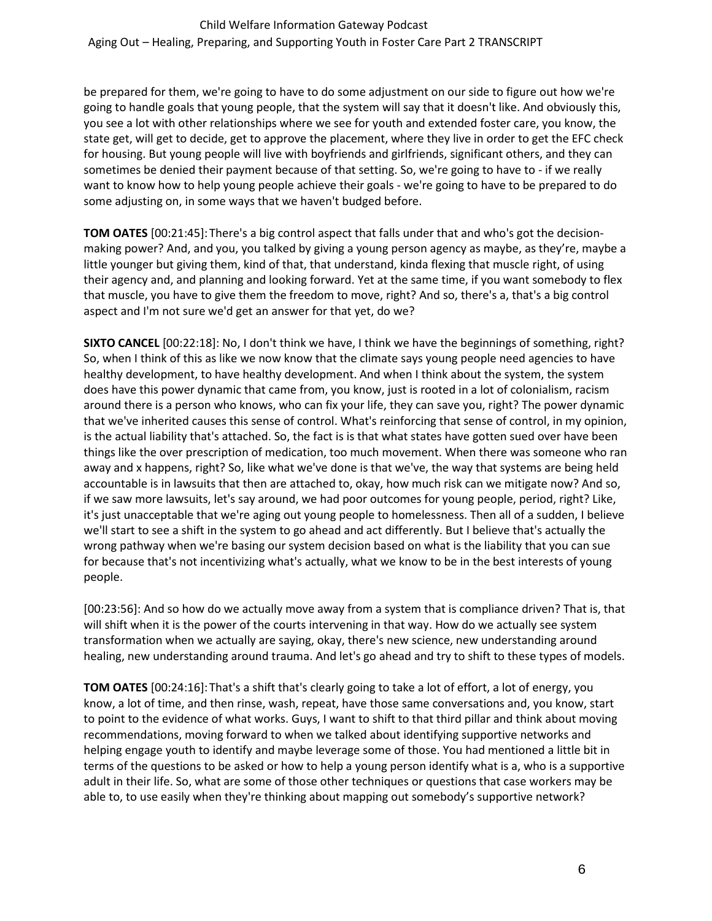be prepared for them, we're going to have to do some adjustment on our side to figure out how we're going to handle goals that young people, that the system will say that it doesn't like. And obviously this, you see a lot with other relationships where we see for youth and extended foster care, you know, the state get, will get to decide, get to approve the placement, where they live in order to get the EFC check for housing. But young people will live with boyfriends and girlfriends, significant others, and they can sometimes be denied their payment because of that setting. So, we're going to have to - if we really want to know how to help young people achieve their goals - we're going to have to be prepared to do some adjusting on, in some ways that we haven't budged before.

**TOM OATES** [00:21:45]: There's a big control aspect that falls under that and who's got the decision-making power? And, and you, you talked by giving a young person agency as maybe, as they're, maybe a little younger but giving them, kind of that, that understand, kinda flexing that muscle right, of using their agency and, and planning and looking forward. Yet at the same time, if you want somebody to flex that muscle, you have to give them the freedom to move, right? And so, there's a, that's a big control aspect and I'm not sure we'd get an answer for that yet, do we?

**SIXTO CANCEL** [00:22:18]: No, I don't think we have, I think we have the beginnings of something, right? So, when I think of this as like we now know that the climate says young people need agencies to have healthy development, to have healthy development. And when I think about the system, the system does have this power dynamic that came from, you know, just is rooted in a lot of colonialism, racism around there is a person who knows, who can fix your life, they can save you, right? The power dynamic that we've inherited causes this sense of control. What's reinforcing that sense of control, in my opinion, is the actual liability that's attached. So, the fact is is that what states have gotten sued over have been things like the over prescription of medication, too much movement. When there was someone who ran away and x happens, right? So, like what we've done is that we've, the way that systems are being held accountable is in lawsuits that then are attached to, okay, how much risk can we mitigate now? And so, if we saw more lawsuits, let's say around, we had poor outcomes for young people, period, right? Like, it's just unacceptable that we're aging out young people to homelessness. Then all of a sudden, I believe we'll start to see a shift in the system to go ahead and act differently. But I believe that's actually the wrong pathway when we're basing our system decision based on what is the liability that you can sue for because that's not incentivizing what's actually, what we know to be in the best interests of young people.

[00:23:56]: And so how do we actually move away from a system that is compliance driven? That is, that will shift when it is the power of the courts intervening in that way. How do we actually see system transformation when we actually are saying, okay, there's new science, new understanding around healing, new understanding around trauma. And let's go ahead and try to shift to these types of models.

**TOM OATES** [00:24:16]: That's a shift that's clearly going to take a lot of effort, a lot of energy, you know, a lot of time, and then rinse, wash, repeat, have those same conversations and, you know, start to point to the evidence of what works. Guys, I want to shift to that third pillar and think about moving recommendations, moving forward to when we talked about identifying supportive networks and helping engage youth to identify and maybe leverage some of those. You had mentioned a little bit in terms of the questions to be asked or how to help a young person identify what is a, who is a supportive adult in their life. So, what are some of those other techniques or questions that case workers may be able to, to use easily when they're thinking about mapping out somebody's supportive network?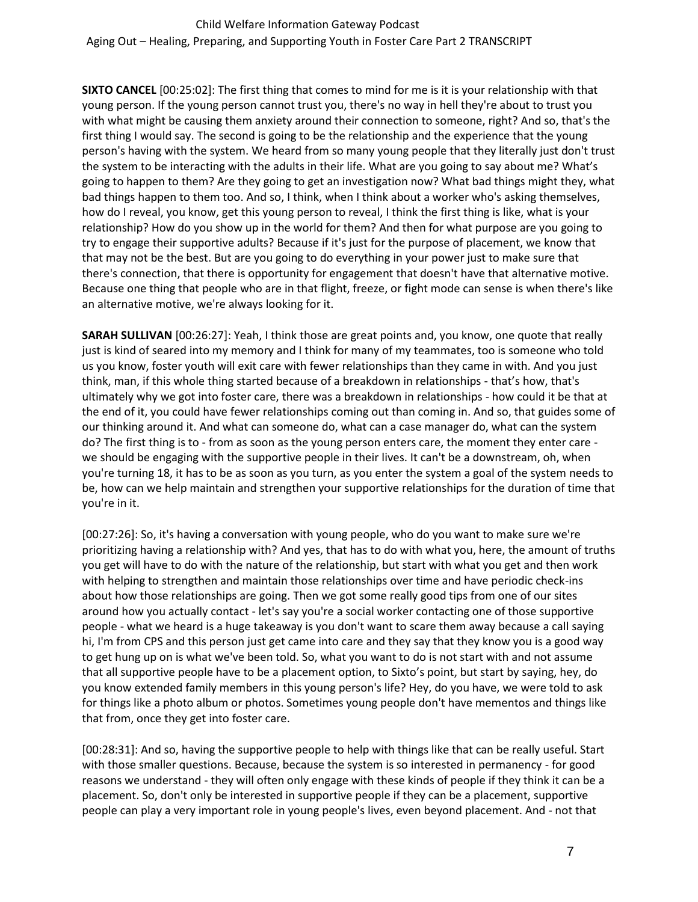**SIXTO CANCEL** [00:25:02]: The first thing that comes to mind for me is it is your relationship with that young person. If the young person cannot trust you, there's no way in hell they're about to trust you with what might be causing them anxiety around their connection to someone, right? And so, that's the first thing I would say. The second is going to be the relationship and the experience that the young person's having with the system. We heard from so many young people that they literally just don't trust the system to be interacting with the adults in their life. What are you going to say about me? What's going to happen to them? Are they going to get an investigation now? What bad things might they, what bad things happen to them too. And so, I think, when I think about a worker who's asking themselves, how do I reveal, you know, get this young person to reveal, I think the first thing is like, what is your relationship? How do you show up in the world for them? And then for what purpose are you going to try to engage their supportive adults? Because if it's just for the purpose of placement, we know that that may not be the best. But are you going to do everything in your power just to make sure that there's connection, that there is opportunity for engagement that doesn't have that alternative motive. Because one thing that people who are in that flight, freeze, or fight mode can sense is when there's like an alternative motive, we're always looking for it.

**SARAH SULLIVAN** [00:26:27]: Yeah, I think those are great points and, you know, one quote that really just is kind of seared into my memory and I think for many of my teammates, too is someone who told us you know, foster youth will exit care with fewer relationships than they came in with. And you just think, man, if this whole thing started because of a breakdown in relationships - that's how, that's ultimately why we got into foster care, there was a breakdown in relationships - how could it be that at the end of it, you could have fewer relationships coming out than coming in. And so, that guides some of our thinking around it. And what can someone do, what can a case manager do, what can the system do? The first thing is to - from as soon as the young person enters care, the moment they enter care - we should be engaging with the supportive people in their lives. It can't be a downstream, oh, when you're turning 18, it has to be as soon as you turn, as you enter the system a goal of the system needs to be, how can we help maintain and strengthen your supportive relationships for the duration of time that you're in it.

[00:27:26]: So, it's having a conversation with young people, who do you want to make sure we're prioritizing having a relationship with? And yes, that has to do with what you, here, the amount of truths you get will have to do with the nature of the relationship, but start with what you get and then work with helping to strengthen and maintain those relationships over time and have periodic check-ins about how those relationships are going. Then we got some really good tips from one of our sites around how you actually contact - let's say you're a social worker contacting one of those supportive people - what we heard is a huge takeaway is you don't want to scare them away because a call saying hi, I'm from CPS and this person just get came into care and they say that they know you is a good way to get hung up on is what we've been told. So, what you want to do is not start with and not assume that all supportive people have to be a placement option, to Sixto's point, but start by saying, hey, do you know extended family members in this young person's life? Hey, do you have, we were told to ask for things like a photo album or photos. Sometimes young people don't have mementos and things like that from, once they get into foster care.

[00:28:31]: And so, having the supportive people to help with things like that can be really useful. Start with those smaller questions. Because, because the system is so interested in permanency - for good reasons we understand - they will often only engage with these kinds of people if they think it can be a placement. So, don't only be interested in supportive people if they can be a placement, supportive people can play a very important role in young people's lives, even beyond placement. And - not that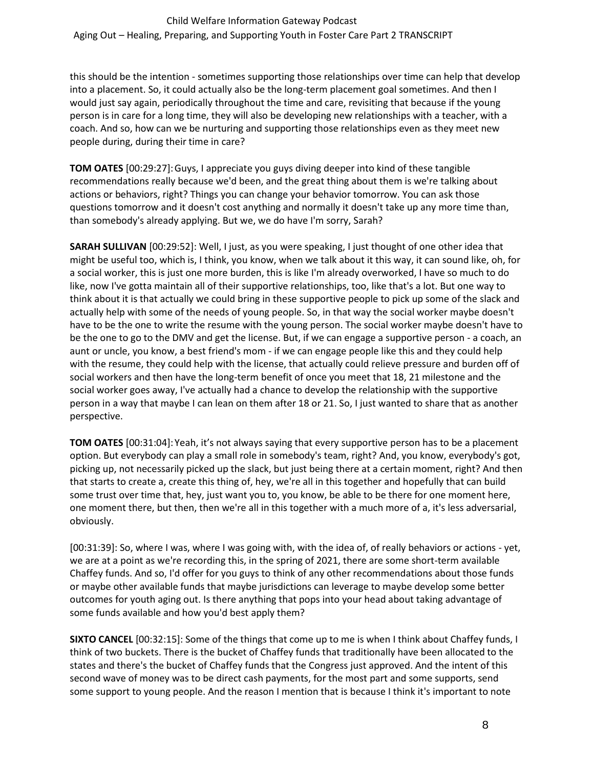this should be the intention - sometimes supporting those relationships over time can help that develop into a placement. So, it could actually also be the long-term placement goal sometimes. And then I would just say again, periodically throughout the time and care, revisiting that because if the young person is in care for a long time, they will also be developing new relationships with a teacher, with a coach. And so, how can we be nurturing and supporting those relationships even as they meet new people during, during their time in care?

**TOM OATES** [00:29:27]: Guys, I appreciate you guys diving deeper into kind of these tangible recommendations really because we'd been, and the great thing about them is we're talking about actions or behaviors, right? Things you can change your behavior tomorrow. You can ask those questions tomorrow and it doesn't cost anything and normally it doesn't take up any more time than, than somebody's already applying. But we, we do have I'm sorry, Sarah?

**SARAH SULLIVAN** [00:29:52]: Well, I just, as you were speaking, I just thought of one other idea that might be useful too, which is, I think, you know, when we talk about it this way, it can sound like, oh, for a social worker, this is just one more burden, this is like I'm already overworked, I have so much to do like, now I've gotta maintain all of their supportive relationships, too, like that's a lot. But one way to think about it is that actually we could bring in these supportive people to pick up some of the slack and actually help with some of the needs of young people. So, in that way the social worker maybe doesn't have to be the one to write the resume with the young person. The social worker maybe doesn't have to be the one to go to the DMV and get the license. But, if we can engage a supportive person - a coach, an aunt or uncle, you know, a best friend's mom - if we can engage people like this and they could help with the resume, they could help with the license, that actually could relieve pressure and burden off of social workers and then have the long-term benefit of once you meet that 18, 21 milestone and the social worker goes away, I've actually had a chance to develop the relationship with the supportive person in a way that maybe I can lean on them after 18 or 21. So, I just wanted to share that as another perspective.

**TOM OATES** [00:31:04]: Yeah, it's not always saying that every supportive person has to be a placement option. But everybody can play a small role in somebody's team, right? And, you know, everybody's got, picking up, not necessarily picked up the slack, but just being there at a certain moment, right? And then that starts to create a, create this thing of, hey, we're all in this together and hopefully that can build some trust over time that, hey, just want you to, you know, be able to be there for one moment here, one moment there, but then, then we're all in this together with a much more of a, it's less adversarial, obviously.

[00:31:39]: So, where I was, where I was going with, with the idea of, of really behaviors or actions - yet, we are at a point as we're recording this, in the spring of 2021, there are some short-term available Chaffey funds. And so, I'd offer for you guys to think of any other recommendations about those funds or maybe other available funds that maybe jurisdictions can leverage to maybe develop some better outcomes for youth aging out. Is there anything that pops into your head about taking advantage of some funds available and how you'd best apply them?

**SIXTO CANCEL** [00:32:15]: Some of the things that come up to me is when I think about Chaffey funds, I think of two buckets. There is the bucket of Chaffey funds that traditionally have been allocated to the states and there's the bucket of Chaffey funds that the Congress just approved. And the intent of this second wave of money was to be direct cash payments, for the most part and some supports, send some support to young people. And the reason I mention that is because I think it's important to note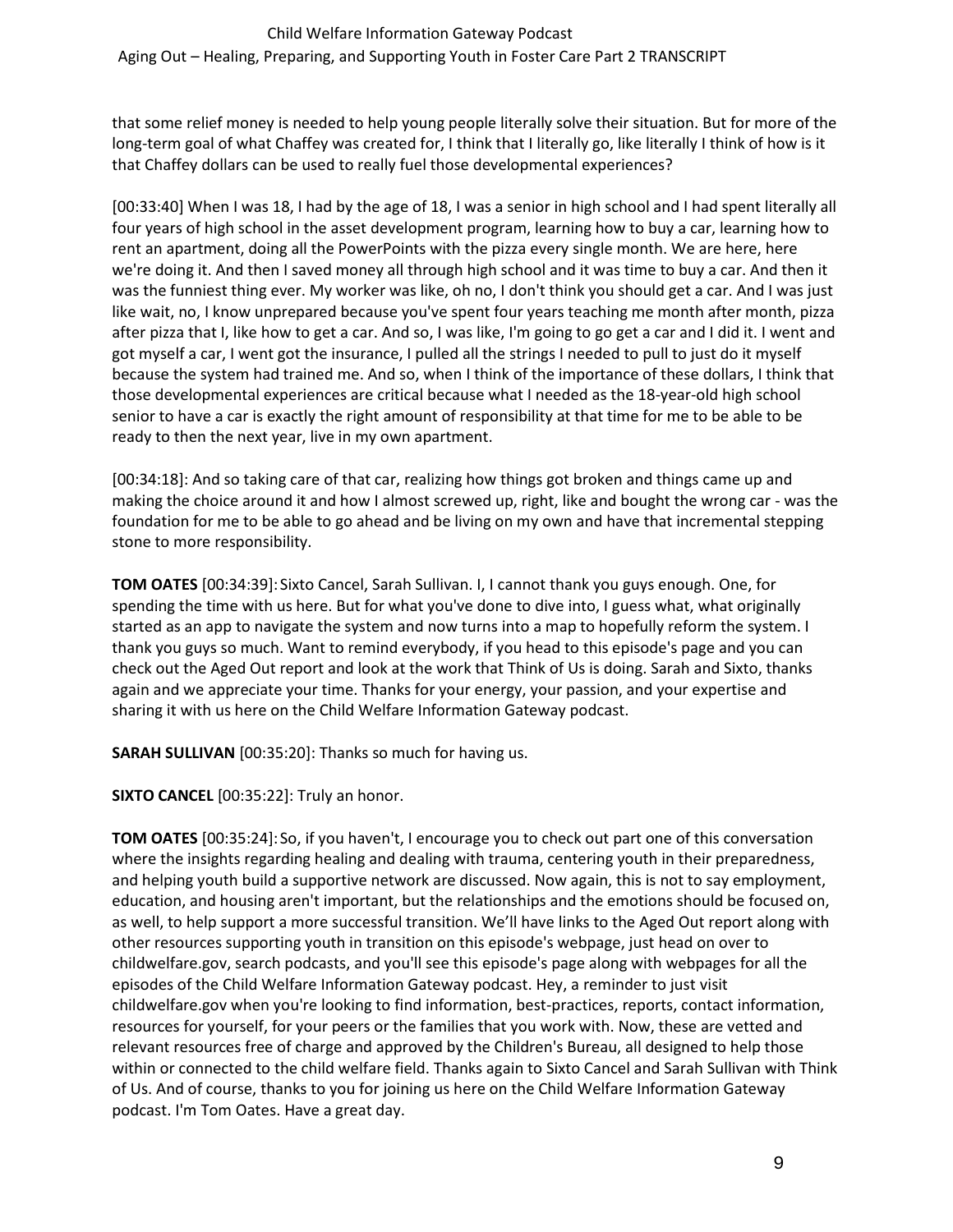that some relief money is needed to help young people literally solve their situation. But for more of the long-term goal of what Chaffey was created for, I think that I literally go, like literally I think of how is it that Chaffey dollars can be used to really fuel those developmental experiences?

[00:33:40] When I was 18, I had by the age of 18, I was a senior in high school and I had spent literally all four years of high school in the asset development program, learning how to buy a car, learning how to rent an apartment, doing all the PowerPoints with the pizza every single month. We are here, here we're doing it. And then I saved money all through high school and it was time to buy a car. And then it was the funniest thing ever. My worker was like, oh no, I don't think you should get a car. And I was just like wait, no, I know unprepared because you've spent four years teaching me month after month, pizza after pizza that I, like how to get a car. And so, I was like, I'm going to go get a car and I did it. I went and got myself a car, I went got the insurance, I pulled all the strings I needed to pull to just do it myself because the system had trained me. And so, when I think of the importance of these dollars, I think that those developmental experiences are critical because what I needed as the 18-year-old high school senior to have a car is exactly the right amount of responsibility at that time for me to be able to be ready to then the next year, live in my own apartment.

[00:34:18]: And so taking care of that car, realizing how things got broken and things came up and making the choice around it and how I almost screwed up, right, like and bought the wrong car - was the foundation for me to be able to go ahead and be living on my own and have that incremental stepping stone to more responsibility.

**TOM OATES** [00:34:39]: Sixto Cancel, Sarah Sullivan. I, I cannot thank you guys enough. One, for spending the time with us here. But for what you've done to dive into, I guess what, what originally started as an app to navigate the system and now turns into a map to hopefully reform the system. I thank you guys so much. Want to remind everybody, if you head to this episode's page and you can check out the Aged Out report and look at the work that Think of Us is doing. Sarah and Sixto, thanks again and we appreciate your time. Thanks for your energy, your passion, and your expertise and sharing it with us here on the Child Welfare Information Gateway podcast.

**SARAH SULLIVAN** [00:35:20]: Thanks so much for having us.

**SIXTO CANCEL** [00:35:22]: Truly an honor.

**TOM OATES** [00:35:24]: So, if you haven't, I encourage you to check out part one of this conversation where the insights regarding healing and dealing with trauma, centering youth in their preparedness, and helping youth build a supportive network are discussed. Now again, this is not to say employment, education, and housing aren't important, but the relationships and the emotions should be focused on, as well, to help support a more successful transition. We'll have links to the Aged Out report along with other resources supporting youth in transition on this episode's webpage, just head on over to childwelfare.gov, search podcasts, and you'll see this episode's page along with webpages for all the episodes of the Child Welfare Information Gateway podcast. Hey, a reminder to just visit childwelfare.gov when you're looking to find information, best-practices, reports, contact information, resources for yourself, for your peers or the families that you work with. Now, these are vetted and relevant resources free of charge and approved by the Children's Bureau, all designed to help those within or connected to the child welfare field. Thanks again to Sixto Cancel and Sarah Sullivan with Think of Us. And of course, thanks to you for joining us here on the Child Welfare Information Gateway podcast. I'm Tom Oates. Have a great day.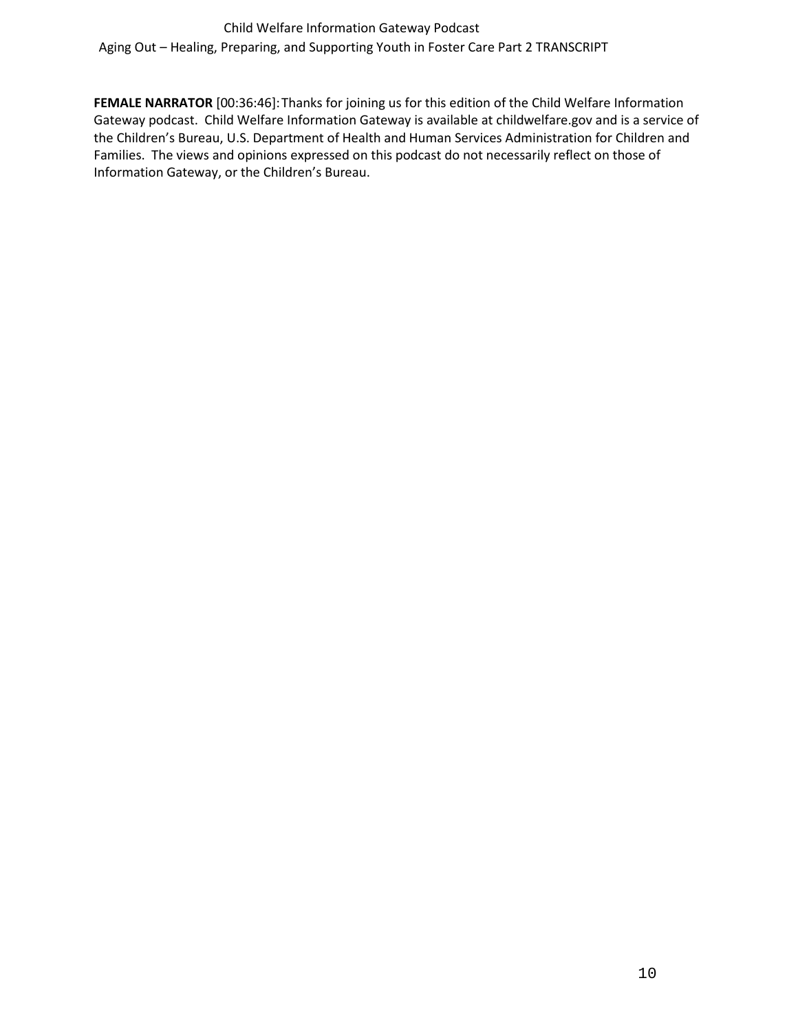**FEMALE NARRATOR** [00:36:46]: Thanks for joining us for this edition of the Child Welfare Information Gateway podcast. Child Welfare Information Gateway is available at childwelfare.gov and is a service of the Children's Bureau, U.S. Department of Health and Human Services Administration for Children and Families. The views and opinions expressed on this podcast do not necessarily reflect on those of Information Gateway, or the Children's Bureau.